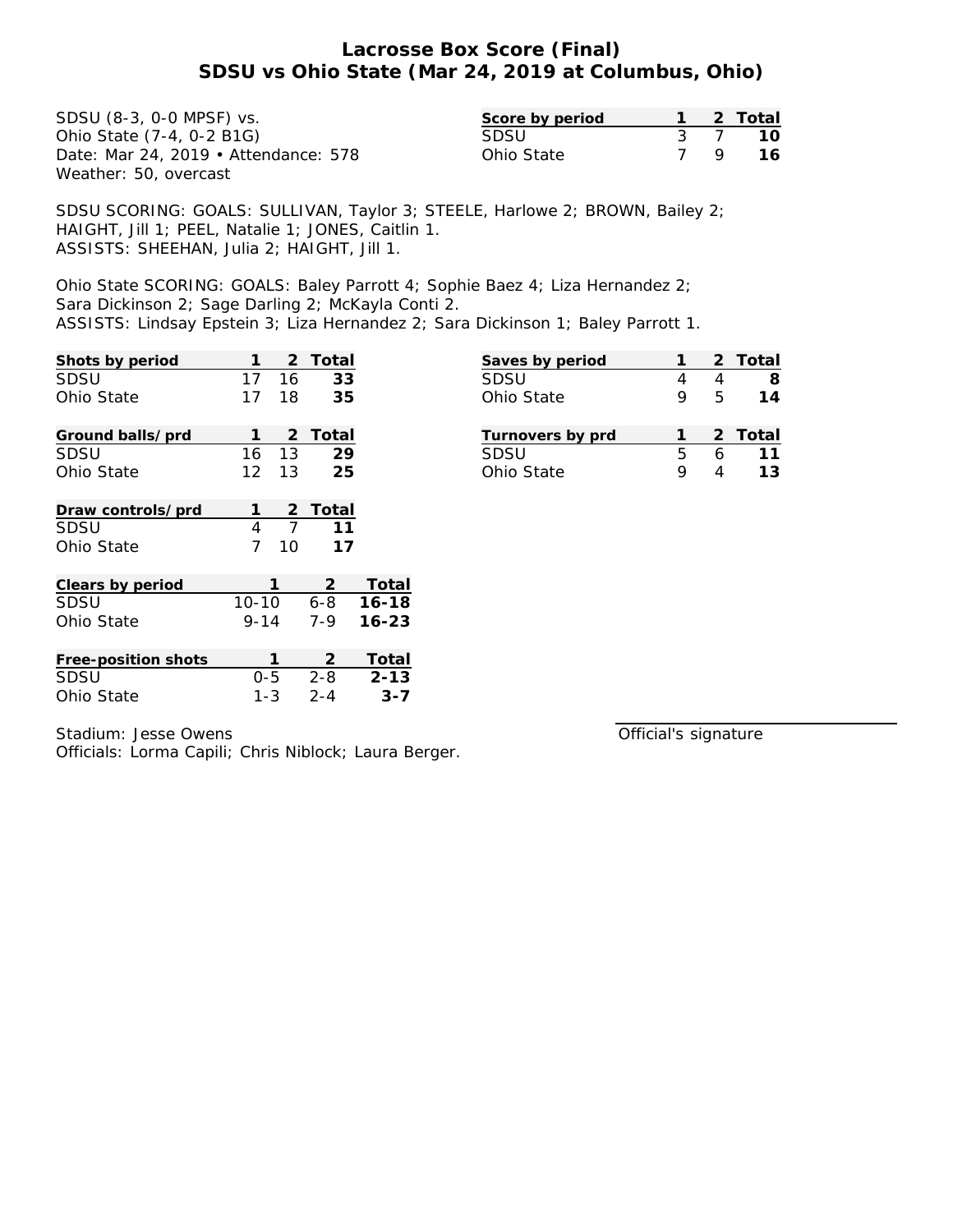# Lacrosse Box Score (Final)
## SDSU vs Ohio State (Mar 24, 2019 at Columbus, Ohio)

SDSU (8-3, 0-0 MPSF) vs.
Ohio State (7-4, 0-2 B1G)
Date: Mar 24, 2019 • Attendance: 578
Weather: 50, overcast

| Score by period | 1 | 2 | Total |
|---|---|---|---|
| SDSU | 3 | 7 | **10** |
| Ohio State | 7 | 9 | **16** |

SDSU SCORING: GOALS: SULLIVAN, Taylor 3; STEELE, Harlowe 2; BROWN, Bailey 2; HAIGHT, Jill 1; PEEL, Natalie 1; JONES, Caitlin 1.
ASSISTS: SHEEHAN, Julia 2; HAIGHT, Jill 1.

Ohio State SCORING: GOALS: Baley Parrott 4; Sophie Baez 4; Liza Hernandez 2; Sara Dickinson 2; Sage Darling 2; McKayla Conti 2.
ASSISTS: Lindsay Epstein 3; Liza Hernandez 2; Sara Dickinson 1; Baley Parrott 1.

| Shots by period | 1 | 2 | Total |
|---|---|---|---|
| SDSU | 17 | 16 | **33** |
| Ohio State | 17 | 18 | **35** |

| Saves by period | 1 | 2 | Total |
|---|---|---|---|
| SDSU | 4 | 4 | **8** |
| Ohio State | 9 | 5 | **14** |

| Ground balls/prd | 1 | 2 | Total |
|---|---|---|---|
| SDSU | 16 | 13 | **29** |
| Ohio State | 12 | 13 | **25** |

| Turnovers by prd | 1 | 2 | Total |
|---|---|---|---|
| SDSU | 5 | 6 | **11** |
| Ohio State | 9 | 4 | **13** |

| Draw controls/prd | 1 | 2 | Total |
|---|---|---|---|
| SDSU | 4 | 7 | **11** |
| Ohio State | 7 | 10 | **17** |

| Clears by period | 1 | 2 | Total |
|---|---|---|---|
| SDSU | 10-10 | 6-8 | **16-18** |
| Ohio State | 9-14 | 7-9 | **16-23** |

| Free-position shots | 1 | 2 | Total |
|---|---|---|---|
| SDSU | 0-5 | 2-8 | **2-13** |
| Ohio State | 1-3 | 2-4 | **3-7** |

Stadium: Jesse Owens
Officials: Lorma Capili; Chris Niblock; Laura Berger.

Official's signature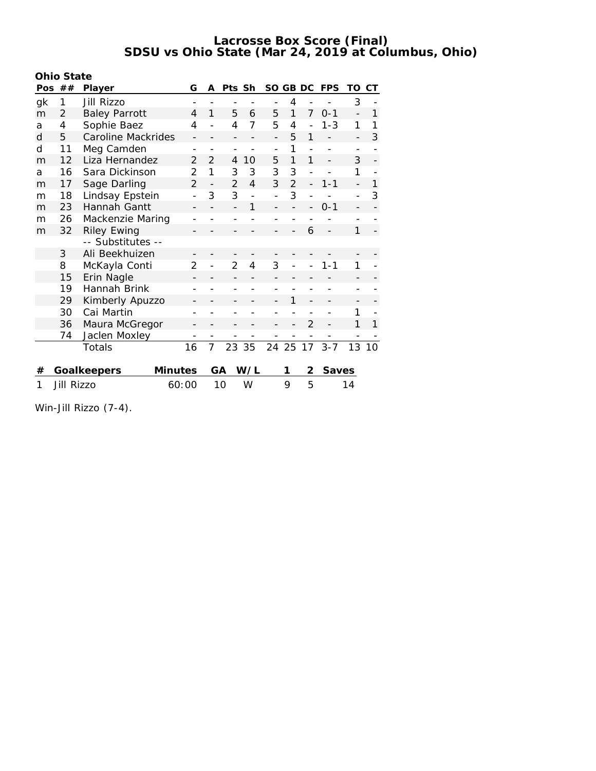# Lacrosse Box Score (Final)
## SDSU vs Ohio State (Mar 24, 2019 at Columbus, Ohio)

**Ohio State**

| Pos | ## | Player | G | A | Pts | Sh | SO | GB | DC | FPS | TO | CT |
|---|---|---|---|---|---|---|---|---|---|---|---|---|
| gk | 1 | Jill Rizzo | - | - | - | - | - | 4 | - | - | 3 | - |
| m | 2 | Baley Parrott | 4 | 1 | 5 | 6 | 5 | 1 | 7 | 0-1 | - | 1 |
| a | 4 | Sophie Baez | 4 | - | 4 | 7 | 5 | 4 | - | 1-3 | 1 | 1 |
| d | 5 | Caroline Mackrides | - | - | - | - | - | 5 | 1 | - | - | 3 |
| d | 11 | Meg Camden | - | - | - | - | - | 1 | - | - | - | - |
| m | 12 | Liza Hernandez | 2 | 2 | 4 | 10 | 5 | 1 | 1 | - | 3 | - |
| a | 16 | Sara Dickinson | 2 | 1 | 3 | 3 | 3 | 3 | - | - | 1 | - |
| m | 17 | Sage Darling | 2 | - | 2 | 4 | 3 | 2 | - | 1-1 | - | 1 |
| m | 18 | Lindsay Epstein | - | 3 | 3 | - | - | 3 | - | - | - | 3 |
| m | 23 | Hannah Gantt | - | - | - | 1 | - | - | - | 0-1 | - | - |
| m | 26 | Mackenzie Maring | - | - | - | - | - | - | - | - | - | - |
| m | 32 | Riley Ewing | - | - | - | - | - | - | 6 | - | 1 | - |
| | | -- Substitutes -- | | | | | | | | | | |
| | 3 | Ali Beekhuizen | - | - | - | - | - | - | - | - | - | - |
| | 8 | McKayla Conti | 2 | - | 2 | 4 | 3 | - | - | 1-1 | 1 | - |
| | 15 | Erin Nagle | - | - | - | - | - | - | - | - | - | - |
| | 19 | Hannah Brink | - | - | - | - | - | - | - | - | - | - |
| | 29 | Kimberly Apuzzo | - | - | - | - | - | 1 | - | - | - | - |
| | 30 | Cai Martin | - | - | - | - | - | - | - | - | 1 | - |
| | 36 | Maura McGregor | - | - | - | - | - | - | 2 | - | 1 | 1 |
| | 74 | Jaclen Moxley | - | - | - | - | - | - | - | - | - | - |
| | | Totals | 16 | 7 | 23 | 35 | 24 | 25 | 17 | 3-7 | 13 | 10 |

| # | Goalkeepers | Minutes | GA | W/L | 1 | 2 | Saves |
|---|---|---|---|---|---|---|---|
| 1 | Jill Rizzo | 60:00 | 10 | W | 9 | 5 | 14 |

Win-Jill Rizzo (7-4).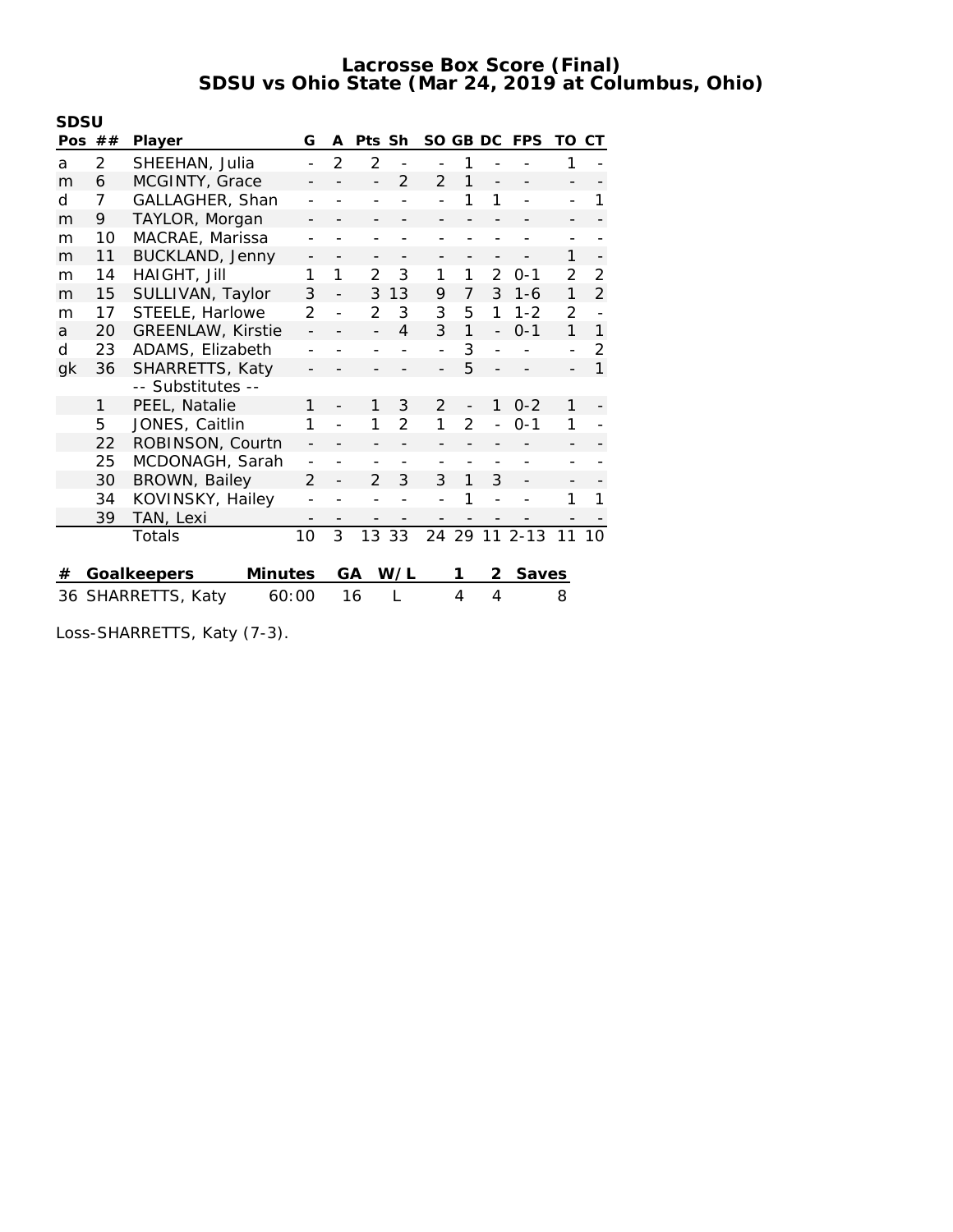# Lacrosse Box Score (Final)
## SDSU vs Ohio State (Mar 24, 2019 at Columbus, Ohio)

**SDSU**

| Pos | ## | Player | G | A | Pts | Sh | SO | GB | DC | FPS | TO | CT |
|---|---|---|---|---|---|---|---|---|---|---|---|---|
| a | 2 | SHEEHAN, Julia | - | 2 | 2 | - | - | 1 | - | - | 1 | - |
| m | 6 | MCGINTY, Grace | - | - | - | 2 | 2 | 1 | - | - | - | - |
| d | 7 | GALLAGHER, Shan | - | - | - | - | - | 1 | 1 | - | - | 1 |
| m | 9 | TAYLOR, Morgan | - | - | - | - | - | - | - | - | - | - |
| m | 10 | MACRAE, Marissa | - | - | - | - | - | - | - | - | - | - |
| m | 11 | BUCKLAND, Jenny | - | - | - | - | - | - | - | - | 1 | - |
| m | 14 | HAIGHT, Jill | 1 | 1 | 2 | 3 | 1 | 1 | 2 | 0-1 | 2 | 2 |
| m | 15 | SULLIVAN, Taylor | 3 | - | 3 | 13 | 9 | 7 | 3 | 1-6 | 1 | 2 |
| m | 17 | STEELE, Harlowe | 2 | - | 2 | 3 | 3 | 5 | 1 | 1-2 | 2 | - |
| a | 20 | GREENLAW, Kirstie | - | - | - | 4 | 3 | 1 | - | 0-1 | 1 | 1 |
| d | 23 | ADAMS, Elizabeth | - | - | - | - | - | 3 | - | - | - | 2 |
| gk | 36 | SHARRETTS, Katy | - | - | - | - | - | 5 | - | - | - | 1 |
| | | -- Substitutes -- | | | | | | | | | | |
| | 1 | PEEL, Natalie | 1 | - | 1 | 3 | 2 | - | 1 | 0-2 | 1 | - |
| | 5 | JONES, Caitlin | 1 | - | 1 | 2 | 1 | 2 | - | 0-1 | 1 | - |
| | 22 | ROBINSON, Courtn | - | - | - | - | - | - | - | - | - | - |
| | 25 | MCDONAGH, Sarah | - | - | - | - | - | - | - | - | - | - |
| | 30 | BROWN, Bailey | 2 | - | 2 | 3 | 3 | 1 | 3 | - | - | - |
| | 34 | KOVINSKY, Hailey | - | - | - | - | - | 1 | - | - | 1 | 1 |
| | 39 | TAN, Lexi | - | - | - | - | - | - | - | - | - | - |
| | | Totals | 10 | 3 | 13 | 33 | 24 | 29 | 11 | 2-13 | 11 | 10 |

| # | Goalkeepers | Minutes | GA | W/L | 1 | 2 | Saves |
|---|---|---|---|---|---|---|---|
| 36 | SHARRETTS, Katy | 60:00 | 16 | L | 4 | 4 | 8 |

Loss-SHARRETTS, Katy (7-3).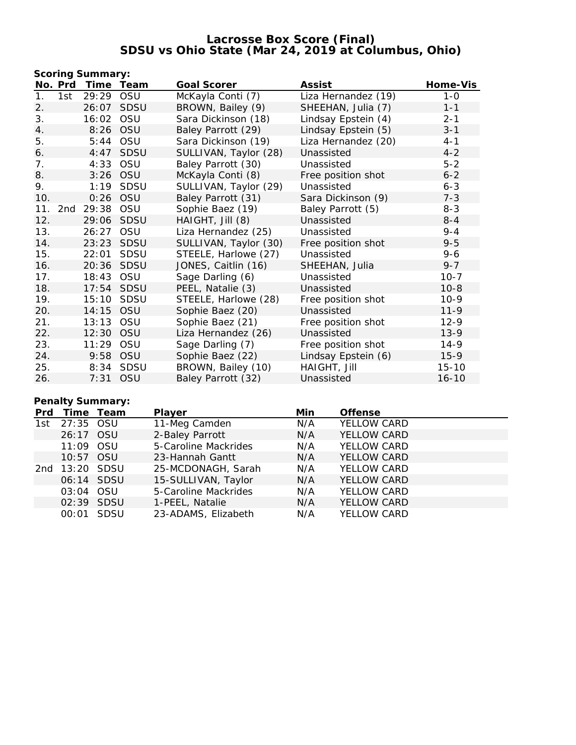# Lacrosse Box Score (Final)
## SDSU vs Ohio State (Mar 24, 2019 at Columbus, Ohio)

**Scoring Summary:**

| No. | Prd | Time | Team | Goal Scorer | Assist | Home-Vis |
|---|---|---|---|---|---|---|
| 1. | 1st | 29:29 | OSU | McKayla Conti (7) | Liza Hernandez (19) | 1-0 |
| 2. | | 26:07 | SDSU | BROWN, Bailey (9) | SHEEHAN, Julia (7) | 1-1 |
| 3. | | 16:02 | OSU | Sara Dickinson (18) | Lindsay Epstein (4) | 2-1 |
| 4. | | 8:26 | OSU | Baley Parrott (29) | Lindsay Epstein (5) | 3-1 |
| 5. | | 5:44 | OSU | Sara Dickinson (19) | Liza Hernandez (20) | 4-1 |
| 6. | | 4:47 | SDSU | SULLIVAN, Taylor (28) | Unassisted | 4-2 |
| 7. | | 4:33 | OSU | Baley Parrott (30) | Unassisted | 5-2 |
| 8. | | 3:26 | OSU | McKayla Conti (8) | Free position shot | 6-2 |
| 9. | | 1:19 | SDSU | SULLIVAN, Taylor (29) | Unassisted | 6-3 |
| 10. | | 0:26 | OSU | Baley Parrott (31) | Sara Dickinson (9) | 7-3 |
| 11. | 2nd | 29:38 | OSU | Sophie Baez (19) | Baley Parrott (5) | 8-3 |
| 12. | | 29:06 | SDSU | HAIGHT, Jill (8) | Unassisted | 8-4 |
| 13. | | 26:27 | OSU | Liza Hernandez (25) | Unassisted | 9-4 |
| 14. | | 23:23 | SDSU | SULLIVAN, Taylor (30) | Free position shot | 9-5 |
| 15. | | 22:01 | SDSU | STEELE, Harlowe (27) | Unassisted | 9-6 |
| 16. | | 20:36 | SDSU | JONES, Caitlin (16) | SHEEHAN, Julia | 9-7 |
| 17. | | 18:43 | OSU | Sage Darling (6) | Unassisted | 10-7 |
| 18. | | 17:54 | SDSU | PEEL, Natalie (3) | Unassisted | 10-8 |
| 19. | | 15:10 | SDSU | STEELE, Harlowe (28) | Free position shot | 10-9 |
| 20. | | 14:15 | OSU | Sophie Baez (20) | Unassisted | 11-9 |
| 21. | | 13:13 | OSU | Sophie Baez (21) | Free position shot | 12-9 |
| 22. | | 12:30 | OSU | Liza Hernandez (26) | Unassisted | 13-9 |
| 23. | | 11:29 | OSU | Sage Darling (7) | Free position shot | 14-9 |
| 24. | | 9:58 | OSU | Sophie Baez (22) | Lindsay Epstein (6) | 15-9 |
| 25. | | 8:34 | SDSU | BROWN, Bailey (10) | HAIGHT, Jill | 15-10 |
| 26. | | 7:31 | OSU | Baley Parrott (32) | Unassisted | 16-10 |

**Penalty Summary:**

| Prd | Time | Team | Player | Min | Offense |
|---|---|---|---|---|---|
| 1st | 27:35 | OSU | 11-Meg Camden | N/A | YELLOW CARD |
| | 26:17 | OSU | 2-Baley Parrott | N/A | YELLOW CARD |
| | 11:09 | OSU | 5-Caroline Mackrides | N/A | YELLOW CARD |
| | 10:57 | OSU | 23-Hannah Gantt | N/A | YELLOW CARD |
| 2nd | 13:20 | SDSU | 25-MCDONAGH, Sarah | N/A | YELLOW CARD |
| | 06:14 | SDSU | 15-SULLIVAN, Taylor | N/A | YELLOW CARD |
| | 03:04 | OSU | 5-Caroline Mackrides | N/A | YELLOW CARD |
| | 02:39 | SDSU | 1-PEEL, Natalie | N/A | YELLOW CARD |
| | 00:01 | SDSU | 23-ADAMS, Elizabeth | N/A | YELLOW CARD |